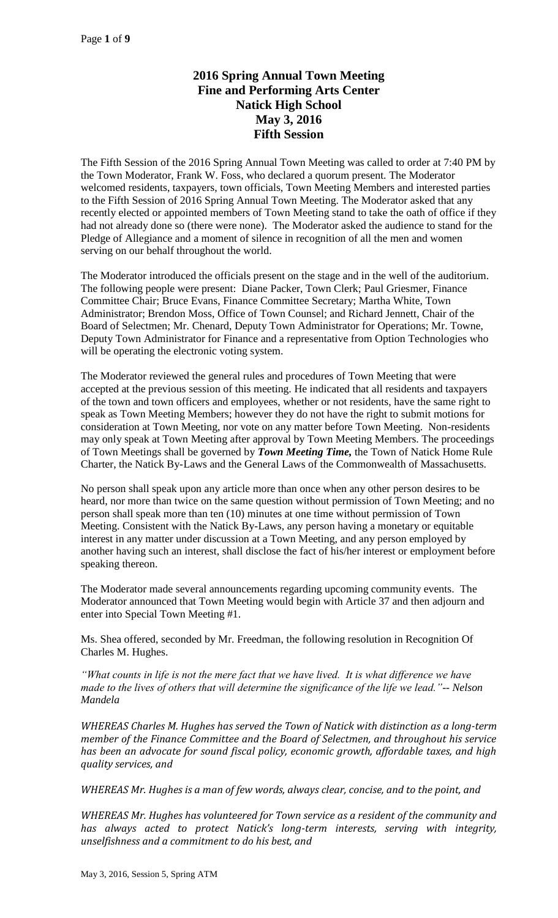# 2016 Spring Annual Town Meeting
# Fine and Performing Arts Center
# Natick High School
# May 3, 2016
# Fifth Session

The Fifth Session of the 2016 Spring Annual Town Meeting was called to order at 7:40 PM by the Town Moderator, Frank W. Foss, who declared a quorum present. The Moderator welcomed residents, taxpayers, town officials, Town Meeting Members and interested parties to the Fifth Session of 2016 Spring Annual Town Meeting. The Moderator asked that any recently elected or appointed members of Town Meeting stand to take the oath of office if they had not already done so (there were none). The Moderator asked the audience to stand for the Pledge of Allegiance and a moment of silence in recognition of all the men and women serving on our behalf throughout the world.

The Moderator introduced the officials present on the stage and in the well of the auditorium. The following people were present: Diane Packer, Town Clerk; Paul Griesmer, Finance Committee Chair; Bruce Evans, Finance Committee Secretary; Martha White, Town Administrator; Brendon Moss, Office of Town Counsel; and Richard Jennett, Chair of the Board of Selectmen; Mr. Chenard, Deputy Town Administrator for Operations; Mr. Towne, Deputy Town Administrator for Finance and a representative from Option Technologies who will be operating the electronic voting system.

The Moderator reviewed the general rules and procedures of Town Meeting that were accepted at the previous session of this meeting. He indicated that all residents and taxpayers of the town and town officers and employees, whether or not residents, have the same right to speak as Town Meeting Members; however they do not have the right to submit motions for consideration at Town Meeting, nor vote on any matter before Town Meeting. Non-residents may only speak at Town Meeting after approval by Town Meeting Members. The proceedings of Town Meetings shall be governed by ***Town Meeting Time,*** the Town of Natick Home Rule Charter, the Natick By-Laws and the General Laws of the Commonwealth of Massachusetts.

No person shall speak upon any article more than once when any other person desires to be heard, nor more than twice on the same question without permission of Town Meeting; and no person shall speak more than ten (10) minutes at one time without permission of Town Meeting. Consistent with the Natick By-Laws, any person having a monetary or equitable interest in any matter under discussion at a Town Meeting, and any person employed by another having such an interest, shall disclose the fact of his/her interest or employment before speaking thereon.

The Moderator made several announcements regarding upcoming community events. The Moderator announced that Town Meeting would begin with Article 37 and then adjourn and enter into Special Town Meeting #1.

Ms. Shea offered, seconded by Mr. Freedman, the following resolution in Recognition Of Charles M. Hughes.

*"What counts in life is not the mere fact that we have lived. It is what difference we have made to the lives of others that will determine the significance of the life we lead."-- Nelson Mandela*

*WHEREAS Charles M. Hughes has served the Town of Natick with distinction as a long-term member of the Finance Committee and the Board of Selectmen, and throughout his service has been an advocate for sound fiscal policy, economic growth, affordable taxes, and high quality services, and*

*WHEREAS Mr. Hughes is a man of few words, always clear, concise, and to the point, and*

*WHEREAS Mr. Hughes has volunteered for Town service as a resident of the community and has always acted to protect Natick's long-term interests, serving with integrity, unselfishness and a commitment to do his best, and*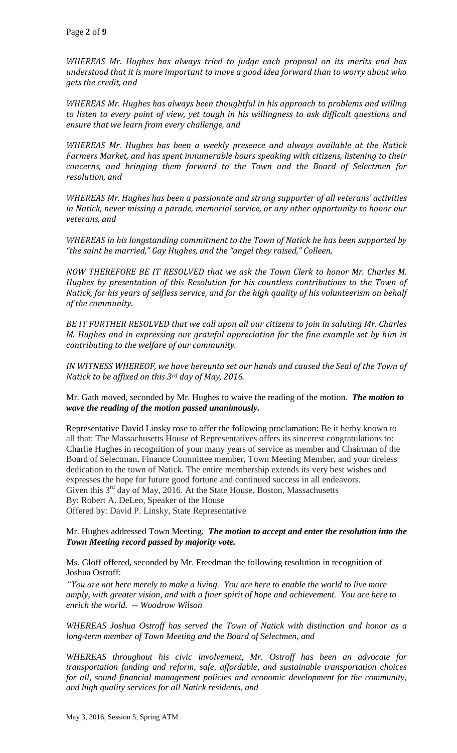*WHEREAS Mr. Hughes has always tried to judge each proposal on its merits and has understood that it is more important to move a good idea forward than to worry about who gets the credit, and*

*WHEREAS Mr. Hughes has always been thoughtful in his approach to problems and willing to listen to every point of view, yet tough in his willingness to ask difficult questions and ensure that we learn from every challenge, and*

*WHEREAS Mr. Hughes has been a weekly presence and always available at the Natick Farmers Market, and has spent innumerable hours speaking with citizens, listening to their concerns, and bringing them forward to the Town and the Board of Selectmen for resolution, and*

*WHEREAS Mr. Hughes has been a passionate and strong supporter of all veterans' activities in Natick, never missing a parade, memorial service, or any other opportunity to honor our veterans, and*

*WHEREAS in his longstanding commitment to the Town of Natick he has been supported by "the saint he married," Gay Hughes, and the "angel they raised," Colleen,*

*NOW THEREFORE BE IT RESOLVED that we ask the Town Clerk to honor Mr. Charles M. Hughes by presentation of this Resolution for his countless contributions to the Town of Natick, for his years of selfless service, and for the high quality of his volunteerism on behalf of the community.*

*BE IT FURTHER RESOLVED that we call upon all our citizens to join in saluting Mr. Charles M. Hughes and in expressing our grateful appreciation for the fine example set by him in contributing to the welfare of our community.*

*IN WITNESS WHEREOF, we have hereunto set our hands and caused the Seal of the Town of Natick to be affixed on this 3rd day of May, 2016.*

Mr. Gath moved, seconded by Mr. Hughes to waive the reading of the motion. ***The motion to wave the reading of the motion passed unanimously.***

Representative David Linsky rose to offer the following proclamation: Be it herby known to all that: The Massachusetts House of Representatives offers its sincerest congratulations to: Charlie Hughes in recognition of your many years of service as member and Chairman of the Board of Selectman, Finance Committee member, Town Meeting Member, and your tireless dedication to the town of Natick. The entire membership extends its very best wishes and expresses the hope for future good fortune and continued success in all endeavors.
Given this 3rd day of May, 2016. At the State House, Boston, Massachusetts
By: Robert A. DeLeo, Speaker of the House
Offered by: David P. Linsky, State Representative

Mr. Hughes addressed Town Meeting**.** ***The motion to accept and enter the resolution into the Town Meeting record passed by majority vote.***

Ms. Gloff offered, seconded by Mr. Freedman the following resolution in recognition of Joshua Ostroff:

*"You are not here merely to make a living. You are here to enable the world to live more amply, with greater vision, and with a finer spirit of hope and achievement. You are here to enrich the world. -- Woodrow Wilson*

*WHEREAS Joshua Ostroff has served the Town of Natick with distinction and honor as a long-term member of Town Meeting and the Board of Selectmen, and*

*WHEREAS throughout his civic involvement, Mr. Ostroff has been an advocate for transportation funding and reform, safe, affordable, and sustainable transportation choices for all, sound financial management policies and economic development for the community, and high quality services for all Natick residents, and*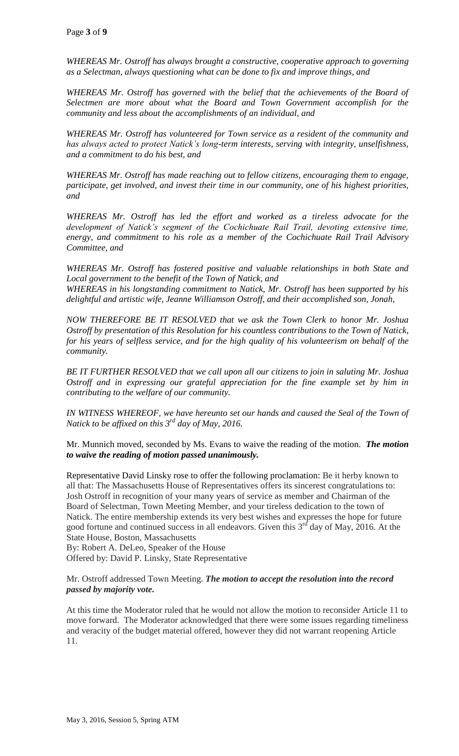*WHEREAS Mr. Ostroff has always brought a constructive, cooperative approach to governing as a Selectman, always questioning what can be done to fix and improve things, and*

*WHEREAS Mr. Ostroff has governed with the belief that the achievements of the Board of Selectmen are more about what the Board and Town Government accomplish for the community and less about the accomplishments of an individual, and*

*WHEREAS Mr. Ostroff has volunteered for Town service as a resident of the community and has always acted to protect Natick's long-term interests, serving with integrity, unselfishness, and a commitment to do his best, and*

*WHEREAS Mr. Ostroff has made reaching out to fellow citizens, encouraging them to engage, participate, get involved, and invest their time in our community, one of his highest priorities, and*

*WHEREAS Mr. Ostroff has led the effort and worked as a tireless advocate for the development of Natick's segment of the Cochichuate Rail Trail, devoting extensive time, energy, and commitment to his role as a member of the Cochichuate Rail Trail Advisory Committee, and*

*WHEREAS Mr. Ostroff has fostered positive and valuable relationships in both State and Local government to the benefit of the Town of Natick, and*
*WHEREAS in his longstanding commitment to Natick, Mr. Ostroff has been supported by his delightful and artistic wife, Jeanne Williamson Ostroff, and their accomplished son, Jonah,*

*NOW THEREFORE BE IT RESOLVED that we ask the Town Clerk to honor Mr. Joshua Ostroff by presentation of this Resolution for his countless contributions to the Town of Natick, for his years of selfless service, and for the high quality of his volunteerism on behalf of the community.*

*BE IT FURTHER RESOLVED that we call upon all our citizens to join in saluting Mr. Joshua Ostroff and in expressing our grateful appreciation for the fine example set by him in contributing to the welfare of our community.*

*IN WITNESS WHEREOF, we have hereunto set our hands and caused the Seal of the Town of Natick to be affixed on this 3rd day of May, 2016.*

Mr. Munnich moved, seconded by Ms. Evans to waive the reading of the motion. ***The motion to waive the reading of motion passed unanimously.***

Representative David Linsky rose to offer the following proclamation: Be it herby known to all that: The Massachusetts House of Representatives offers its sincerest congratulations to: Josh Ostroff in recognition of your many years of service as member and Chairman of the Board of Selectman, Town Meeting Member, and your tireless dedication to the town of Natick. The entire membership extends its very best wishes and expresses the hope for future good fortune and continued success in all endeavors. Given this 3rd day of May, 2016. At the State House, Boston, Massachusetts
By: Robert A. DeLeo, Speaker of the House
Offered by: David P. Linsky, State Representative

Mr. Ostroff addressed Town Meeting. ***The motion to accept the resolution into the record passed by majority vote.***

At this time the Moderator ruled that he would not allow the motion to reconsider Article 11 to move forward. The Moderator acknowledged that there were some issues regarding timeliness and veracity of the budget material offered, however they did not warrant reopening Article 11.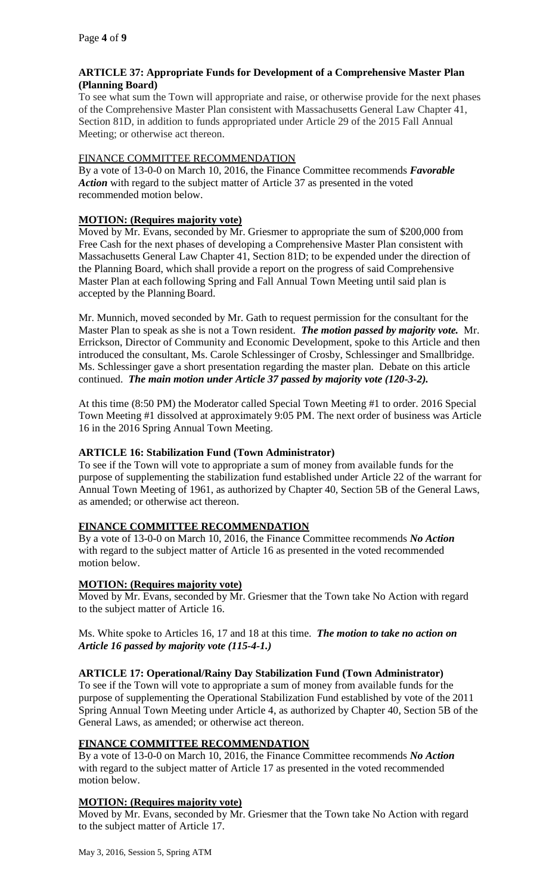**ARTICLE 37: Appropriate Funds for Development of a Comprehensive Master Plan (Planning Board)**

To see what sum the Town will appropriate and raise, or otherwise provide for the next phases of the Comprehensive Master Plan consistent with Massachusetts General Law Chapter 41, Section 81D, in addition to funds appropriated under Article 29 of the 2015 Fall Annual Meeting; or otherwise act thereon.

FINANCE COMMITTEE RECOMMENDATION

By a vote of 13-0-0 on March 10, 2016, the Finance Committee recommends ***Favorable Action*** with regard to the subject matter of Article 37 as presented in the voted recommended motion below.

**MOTION: (Requires majority vote)**

Moved by Mr. Evans, seconded by Mr. Griesmer to appropriate the sum of $200,000 from Free Cash for the next phases of developing a Comprehensive Master Plan consistent with Massachusetts General Law Chapter 41, Section 81D; to be expended under the direction of the Planning Board, which shall provide a report on the progress of said Comprehensive Master Plan at each following Spring and Fall Annual Town Meeting until said plan is accepted by the Planning Board.

Mr. Munnich, moved seconded by Mr. Gath to request permission for the consultant for the Master Plan to speak as she is not a Town resident. ***The motion passed by majority vote.*** Mr. Errickson, Director of Community and Economic Development, spoke to this Article and then introduced the consultant, Ms. Carole Schlessinger of Crosby, Schlessinger and Smallbridge. Ms. Schlessinger gave a short presentation regarding the master plan. Debate on this article continued. ***The main motion under Article 37 passed by majority vote (120-3-2).***

At this time (8:50 PM) the Moderator called Special Town Meeting #1 to order. 2016 Special Town Meeting #1 dissolved at approximately 9:05 PM. The next order of business was Article 16 in the 2016 Spring Annual Town Meeting.

**ARTICLE 16: Stabilization Fund (Town Administrator)**

To see if the Town will vote to appropriate a sum of money from available funds for the purpose of supplementing the stabilization fund established under Article 22 of the warrant for Annual Town Meeting of 1961, as authorized by Chapter 40, Section 5B of the General Laws, as amended; or otherwise act thereon.

**FINANCE COMMITTEE RECOMMENDATION**

By a vote of 13-0-0 on March 10, 2016, the Finance Committee recommends ***No Action*** with regard to the subject matter of Article 16 as presented in the voted recommended motion below.

**MOTION: (Requires majority vote)**

Moved by Mr. Evans, seconded by Mr. Griesmer that the Town take No Action with regard to the subject matter of Article 16.

Ms. White spoke to Articles 16, 17 and 18 at this time. ***The motion to take no action on Article 16 passed by majority vote (115-4-1.)***

**ARTICLE 17: Operational/Rainy Day Stabilization Fund (Town Administrator)**

To see if the Town will vote to appropriate a sum of money from available funds for the purpose of supplementing the Operational Stabilization Fund established by vote of the 2011 Spring Annual Town Meeting under Article 4, as authorized by Chapter 40, Section 5B of the General Laws, as amended; or otherwise act thereon.

**FINANCE COMMITTEE RECOMMENDATION**

By a vote of 13-0-0 on March 10, 2016, the Finance Committee recommends ***No Action*** with regard to the subject matter of Article 17 as presented in the voted recommended motion below.

**MOTION: (Requires majority vote)**

Moved by Mr. Evans, seconded by Mr. Griesmer that the Town take No Action with regard to the subject matter of Article 17.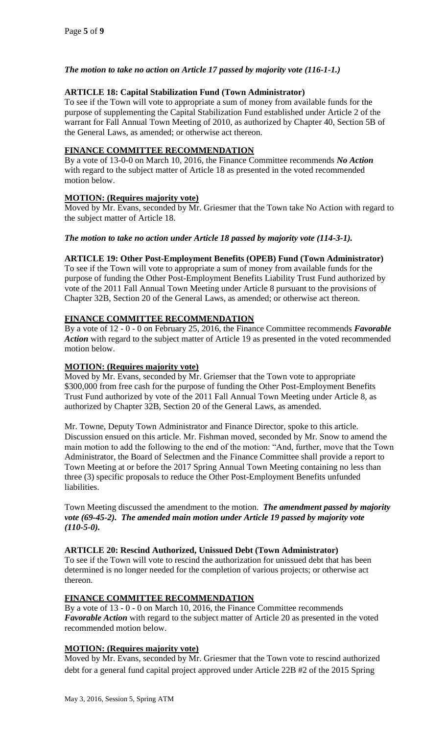***The motion to take no action on Article 17 passed by majority vote (116-1-1.)***

**ARTICLE 18: Capital Stabilization Fund (Town Administrator)**

To see if the Town will vote to appropriate a sum of money from available funds for the purpose of supplementing the Capital Stabilization Fund established under Article 2 of the warrant for Fall Annual Town Meeting of 2010, as authorized by Chapter 40, Section 5B of the General Laws, as amended; or otherwise act thereon.

**FINANCE COMMITTEE RECOMMENDATION**

By a vote of 13-0-0 on March 10, 2016, the Finance Committee recommends ***No Action*** with regard to the subject matter of Article 18 as presented in the voted recommended motion below.

**MOTION: (Requires majority vote)**

Moved by Mr. Evans, seconded by Mr. Griesmer that the Town take No Action with regard to the subject matter of Article 18.

***The motion to take no action under Article 18 passed by majority vote (114-3-1).***

**ARTICLE 19: Other Post-Employment Benefits (OPEB) Fund (Town Administrator)**

To see if the Town will vote to appropriate a sum of money from available funds for the purpose of funding the Other Post-Employment Benefits Liability Trust Fund authorized by vote of the 2011 Fall Annual Town Meeting under Article 8 pursuant to the provisions of Chapter 32B, Section 20 of the General Laws, as amended; or otherwise act thereon.

**FINANCE COMMITTEE RECOMMENDATION**

By a vote of 12 - 0 - 0 on February 25, 2016, the Finance Committee recommends ***Favorable Action*** with regard to the subject matter of Article 19 as presented in the voted recommended motion below.

**MOTION: (Requires majority vote)**

Moved by Mr. Evans, seconded by Mr. Griemser that the Town vote to appropriate $300,000 from free cash for the purpose of funding the Other Post-Employment Benefits Trust Fund authorized by vote of the 2011 Fall Annual Town Meeting under Article 8, as authorized by Chapter 32B, Section 20 of the General Laws, as amended.

Mr. Towne, Deputy Town Administrator and Finance Director, spoke to this article. Discussion ensued on this article. Mr. Fishman moved, seconded by Mr. Snow to amend the main motion to add the following to the end of the motion: "And, further, move that the Town Administrator, the Board of Selectmen and the Finance Committee shall provide a report to Town Meeting at or before the 2017 Spring Annual Town Meeting containing no less than three (3) specific proposals to reduce the Other Post-Employment Benefits unfunded liabilities.

Town Meeting discussed the amendment to the motion. ***The amendment passed by majority vote (69-45-2). The amended main motion under Article 19 passed by majority vote (110-5-0).***

**ARTICLE 20: Rescind Authorized, Unissued Debt (Town Administrator)**

To see if the Town will vote to rescind the authorization for unissued debt that has been determined is no longer needed for the completion of various projects; or otherwise act thereon.

**FINANCE COMMITTEE RECOMMENDATION**

By a vote of 13 - 0 - 0 on March 10, 2016, the Finance Committee recommends ***Favorable Action*** with regard to the subject matter of Article 20 as presented in the voted recommended motion below.

**MOTION: (Requires majority vote)**

Moved by Mr. Evans, seconded by Mr. Griesmer that the Town vote to rescind authorized debt for a general fund capital project approved under Article 22B #2 of the 2015 Spring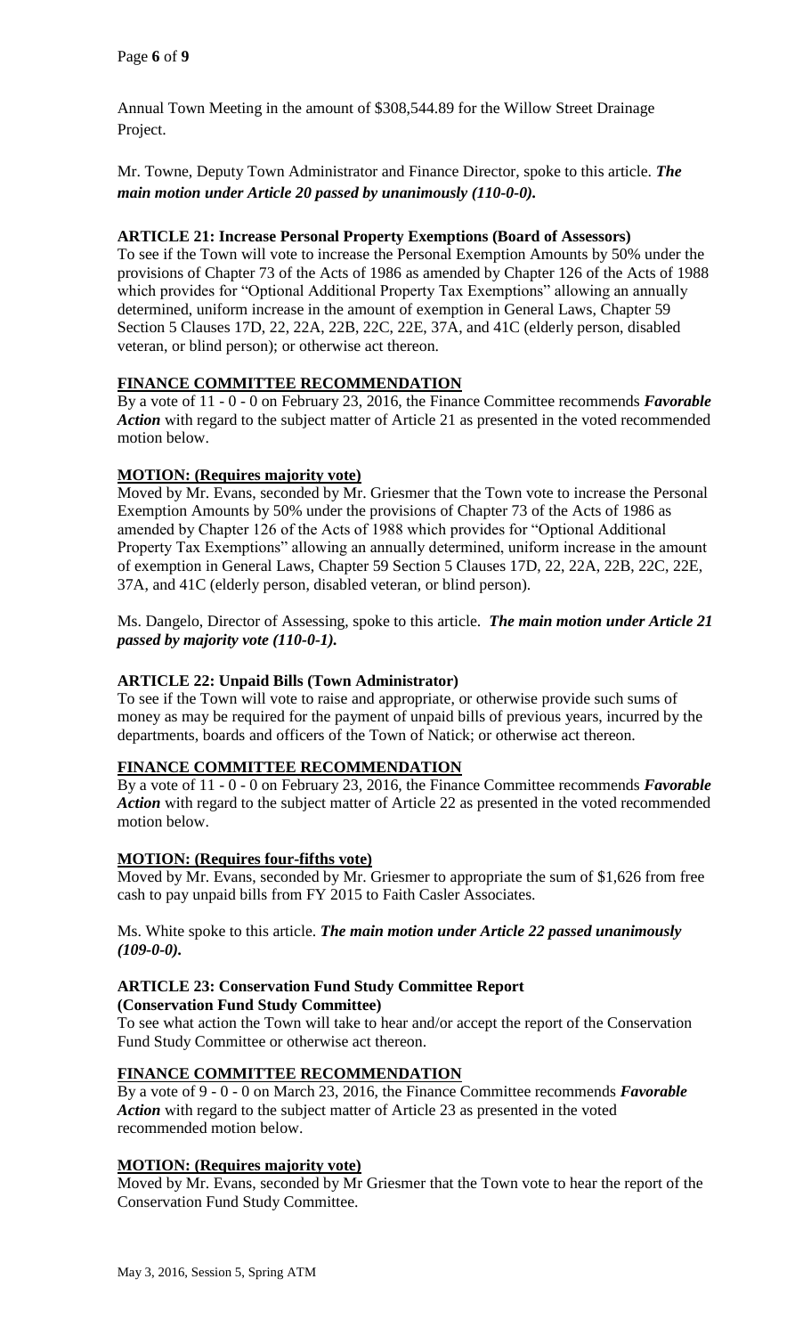Annual Town Meeting in the amount of $308,544.89 for the Willow Street Drainage Project.

Mr. Towne, Deputy Town Administrator and Finance Director, spoke to this article. ***The main motion under Article 20 passed by unanimously (110-0-0).***

**ARTICLE 21: Increase Personal Property Exemptions (Board of Assessors)**

To see if the Town will vote to increase the Personal Exemption Amounts by 50% under the provisions of Chapter 73 of the Acts of 1986 as amended by Chapter 126 of the Acts of 1988 which provides for "Optional Additional Property Tax Exemptions" allowing an annually determined, uniform increase in the amount of exemption in General Laws, Chapter 59 Section 5 Clauses 17D, 22, 22A, 22B, 22C, 22E, 37A, and 41C (elderly person, disabled veteran, or blind person); or otherwise act thereon.

**FINANCE COMMITTEE RECOMMENDATION**

By a vote of 11 - 0 - 0 on February 23, 2016, the Finance Committee recommends ***Favorable Action*** with regard to the subject matter of Article 21 as presented in the voted recommended motion below.

**MOTION: (Requires majority vote)**

Moved by Mr. Evans, seconded by Mr. Griesmer that the Town vote to increase the Personal Exemption Amounts by 50% under the provisions of Chapter 73 of the Acts of 1986 as amended by Chapter 126 of the Acts of 1988 which provides for "Optional Additional Property Tax Exemptions" allowing an annually determined, uniform increase in the amount of exemption in General Laws, Chapter 59 Section 5 Clauses 17D, 22, 22A, 22B, 22C, 22E, 37A, and 41C (elderly person, disabled veteran, or blind person).

Ms. Dangelo, Director of Assessing, spoke to this article. ***The main motion under Article 21 passed by majority vote (110-0-1).***

**ARTICLE 22: Unpaid Bills (Town Administrator)**

To see if the Town will vote to raise and appropriate, or otherwise provide such sums of money as may be required for the payment of unpaid bills of previous years, incurred by the departments, boards and officers of the Town of Natick; or otherwise act thereon.

**FINANCE COMMITTEE RECOMMENDATION**

By a vote of 11 - 0 - 0 on February 23, 2016, the Finance Committee recommends ***Favorable Action*** with regard to the subject matter of Article 22 as presented in the voted recommended motion below.

**MOTION: (Requires four-fifths vote)**

Moved by Mr. Evans, seconded by Mr. Griesmer to appropriate the sum of $1,626 from free cash to pay unpaid bills from FY 2015 to Faith Casler Associates.

Ms. White spoke to this article. ***The main motion under Article 22 passed unanimously (109-0-0).***

**ARTICLE 23: Conservation Fund Study Committee Report (Conservation Fund Study Committee)**

To see what action the Town will take to hear and/or accept the report of the Conservation Fund Study Committee or otherwise act thereon.

**FINANCE COMMITTEE RECOMMENDATION**

By a vote of 9 - 0 - 0 on March 23, 2016, the Finance Committee recommends ***Favorable Action*** with regard to the subject matter of Article 23 as presented in the voted recommended motion below.

**MOTION: (Requires majority vote)**

Moved by Mr. Evans, seconded by Mr Griesmer that the Town vote to hear the report of the Conservation Fund Study Committee.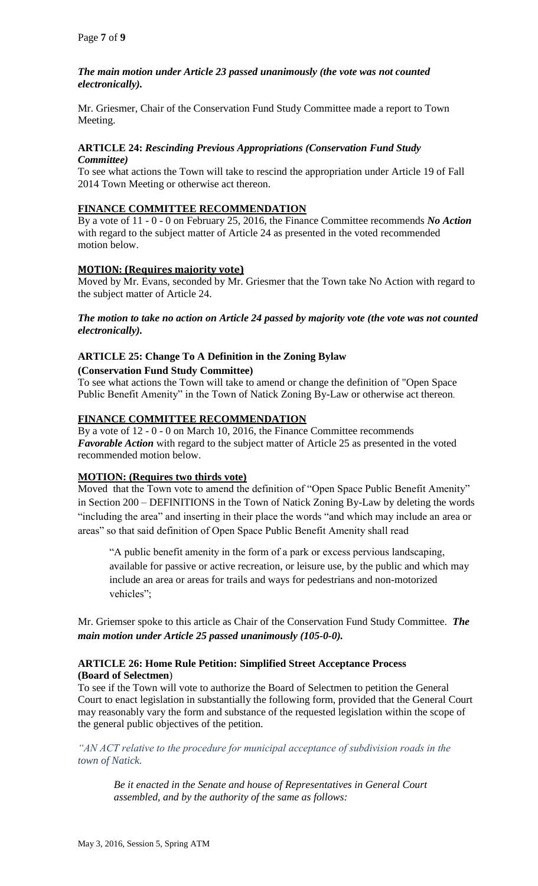***The main motion under Article 23 passed unanimously (the vote was not counted electronically).***

Mr. Griesmer, Chair of the Conservation Fund Study Committee made a report to Town Meeting.

**ARTICLE 24:** ***Rescinding Previous Appropriations (Conservation Fund Study Committee)***

To see what actions the Town will take to rescind the appropriation under Article 19 of Fall 2014 Town Meeting or otherwise act thereon.

**FINANCE COMMITTEE RECOMMENDATION**

By a vote of 11 - 0 - 0 on February 25, 2016, the Finance Committee recommends ***No Action*** with regard to the subject matter of Article 24 as presented in the voted recommended motion below.

**MOTION: (Requires majority vote)**

Moved by Mr. Evans, seconded by Mr. Griesmer that the Town take No Action with regard to the subject matter of Article 24.

***The motion to take no action on Article 24 passed by majority vote (the vote was not counted electronically).***

**ARTICLE 25: Change To A Definition in the Zoning Bylaw (Conservation Fund Study Committee)**

To see what actions the Town will take to amend or change the definition of "Open Space Public Benefit Amenity" in the Town of Natick Zoning By-Law or otherwise act thereon.

**FINANCE COMMITTEE RECOMMENDATION**

By a vote of 12 - 0 - 0 on March 10, 2016, the Finance Committee recommends ***Favorable Action*** with regard to the subject matter of Article 25 as presented in the voted recommended motion below.

**MOTION: (Requires two thirds vote)**

Moved that the Town vote to amend the definition of "Open Space Public Benefit Amenity" in Section 200 – DEFINITIONS in the Town of Natick Zoning By-Law by deleting the words "including the area" and inserting in their place the words "and which may include an area or areas" so that said definition of Open Space Public Benefit Amenity shall read

> "A public benefit amenity in the form of a park or excess pervious landscaping, available for passive or active recreation, or leisure use, by the public and which may include an area or areas for trails and ways for pedestrians and non-motorized vehicles";

Mr. Griemser spoke to this article as Chair of the Conservation Fund Study Committee. ***The main motion under Article 25 passed unanimously (105-0-0).***

**ARTICLE 26: Home Rule Petition: Simplified Street Acceptance Process (Board of Selectmen)**

To see if the Town will vote to authorize the Board of Selectmen to petition the General Court to enact legislation in substantially the following form, provided that the General Court may reasonably vary the form and substance of the requested legislation within the scope of the general public objectives of the petition.

*"AN ACT relative to the procedure for municipal acceptance of subdivision roads in the town of Natick.*

> *Be it enacted in the Senate and house of Representatives in General Court assembled, and by the authority of the same as follows:*

May 3, 2016, Session 5, Spring ATM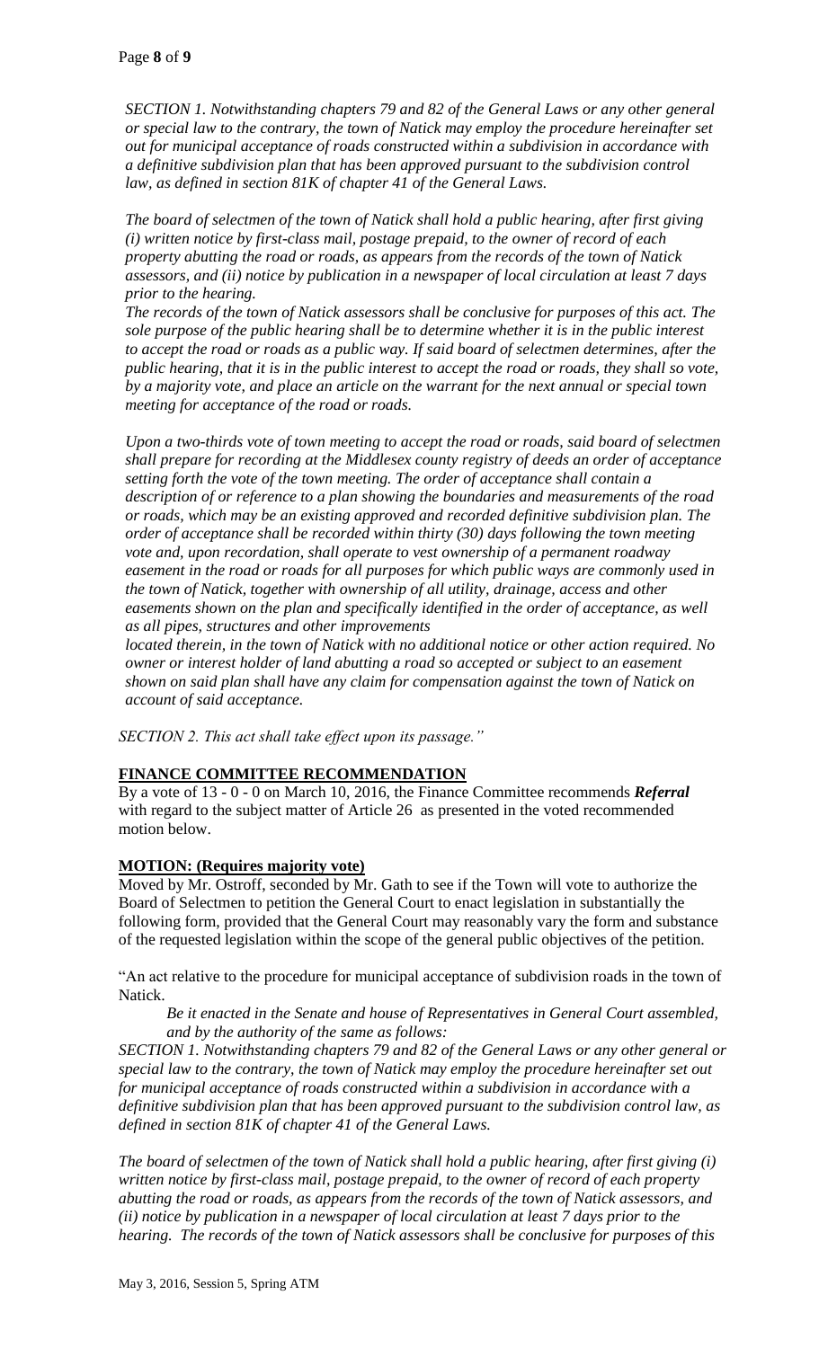*SECTION 1. Notwithstanding chapters 79 and 82 of the General Laws or any other general or special law to the contrary, the town of Natick may employ the procedure hereinafter set out for municipal acceptance of roads constructed within a subdivision in accordance with a definitive subdivision plan that has been approved pursuant to the subdivision control law, as defined in section 81K of chapter 41 of the General Laws.*

*The board of selectmen of the town of Natick shall hold a public hearing, after first giving (i) written notice by first-class mail, postage prepaid, to the owner of record of each property abutting the road or roads, as appears from the records of the town of Natick assessors, and (ii) notice by publication in a newspaper of local circulation at least 7 days prior to the hearing.*

*The records of the town of Natick assessors shall be conclusive for purposes of this act. The sole purpose of the public hearing shall be to determine whether it is in the public interest to accept the road or roads as a public way. If said board of selectmen determines, after the public hearing, that it is in the public interest to accept the road or roads, they shall so vote, by a majority vote, and place an article on the warrant for the next annual or special town meeting for acceptance of the road or roads.*

*Upon a two-thirds vote of town meeting to accept the road or roads, said board of selectmen shall prepare for recording at the Middlesex county registry of deeds an order of acceptance setting forth the vote of the town meeting. The order of acceptance shall contain a description of or reference to a plan showing the boundaries and measurements of the road or roads, which may be an existing approved and recorded definitive subdivision plan. The order of acceptance shall be recorded within thirty (30) days following the town meeting vote and, upon recordation, shall operate to vest ownership of a permanent roadway easement in the road or roads for all purposes for which public ways are commonly used in the town of Natick, together with ownership of all utility, drainage, access and other easements shown on the plan and specifically identified in the order of acceptance, as well as all pipes, structures and other improvements located therein, in the town of Natick with no additional notice or other action required. No owner or interest holder of land abutting a road so accepted or subject to an easement shown on said plan shall have any claim for compensation against the town of Natick on account of said acceptance.*

*SECTION 2. This act shall take effect upon its passage."*

## FINANCE COMMITTEE RECOMMENDATION

By a vote of 13 - 0 - 0 on March 10, 2016, the Finance Committee recommends ***Referral*** with regard to the subject matter of Article 26 as presented in the voted recommended motion below.

## MOTION: (Requires majority vote)

Moved by Mr. Ostroff, seconded by Mr. Gath to see if the Town will vote to authorize the Board of Selectmen to petition the General Court to enact legislation in substantially the following form, provided that the General Court may reasonably vary the form and substance of the requested legislation within the scope of the general public objectives of the petition.

"An act relative to the procedure for municipal acceptance of subdivision roads in the town of Natick.

*Be it enacted in the Senate and house of Representatives in General Court assembled, and by the authority of the same as follows:*

*SECTION 1. Notwithstanding chapters 79 and 82 of the General Laws or any other general or special law to the contrary, the town of Natick may employ the procedure hereinafter set out for municipal acceptance of roads constructed within a subdivision in accordance with a definitive subdivision plan that has been approved pursuant to the subdivision control law, as defined in section 81K of chapter 41 of the General Laws.*

*The board of selectmen of the town of Natick shall hold a public hearing, after first giving (i) written notice by first-class mail, postage prepaid, to the owner of record of each property abutting the road or roads, as appears from the records of the town of Natick assessors, and (ii) notice by publication in a newspaper of local circulation at least 7 days prior to the hearing. The records of the town of Natick assessors shall be conclusive for purposes of this*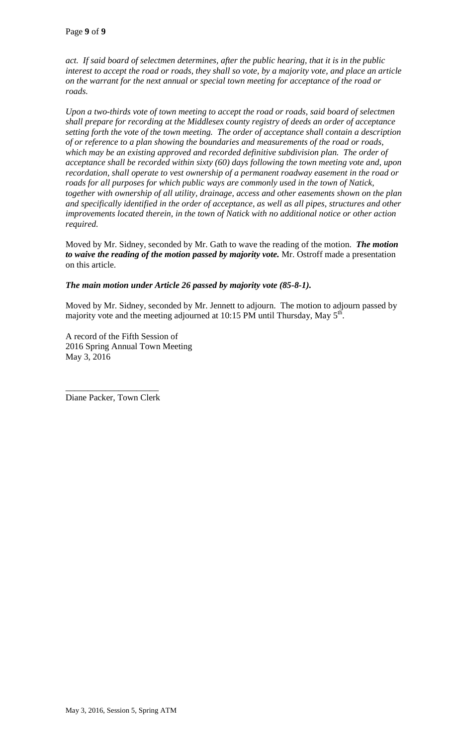*act. If said board of selectmen determines, after the public hearing, that it is in the public interest to accept the road or roads, they shall so vote, by a majority vote, and place an article on the warrant for the next annual or special town meeting for acceptance of the road or roads.*

*Upon a two-thirds vote of town meeting to accept the road or roads, said board of selectmen shall prepare for recording at the Middlesex county registry of deeds an order of acceptance setting forth the vote of the town meeting. The order of acceptance shall contain a description of or reference to a plan showing the boundaries and measurements of the road or roads, which may be an existing approved and recorded definitive subdivision plan. The order of acceptance shall be recorded within sixty (60) days following the town meeting vote and, upon recordation, shall operate to vest ownership of a permanent roadway easement in the road or roads for all purposes for which public ways are commonly used in the town of Natick, together with ownership of all utility, drainage, access and other easements shown on the plan and specifically identified in the order of acceptance, as well as all pipes, structures and other improvements located therein, in the town of Natick with no additional notice or other action required.*

Moved by Mr. Sidney, seconded by Mr. Gath to wave the reading of the motion. ***The motion to waive the reading of the motion passed by majority vote.*** Mr. Ostroff made a presentation on this article.

***The main motion under Article 26 passed by majority vote (85-8-1).***

Moved by Mr. Sidney, seconded by Mr. Jennett to adjourn. The motion to adjourn passed by majority vote and the meeting adjourned at 10:15 PM until Thursday, May 5th.

A record of the Fifth Session of
2016 Spring Annual Town Meeting
May 3, 2016

\_\_\_\_\_\_\_\_\_\_\_\_\_\_\_\_\_\_\_\_\_
Diane Packer, Town Clerk